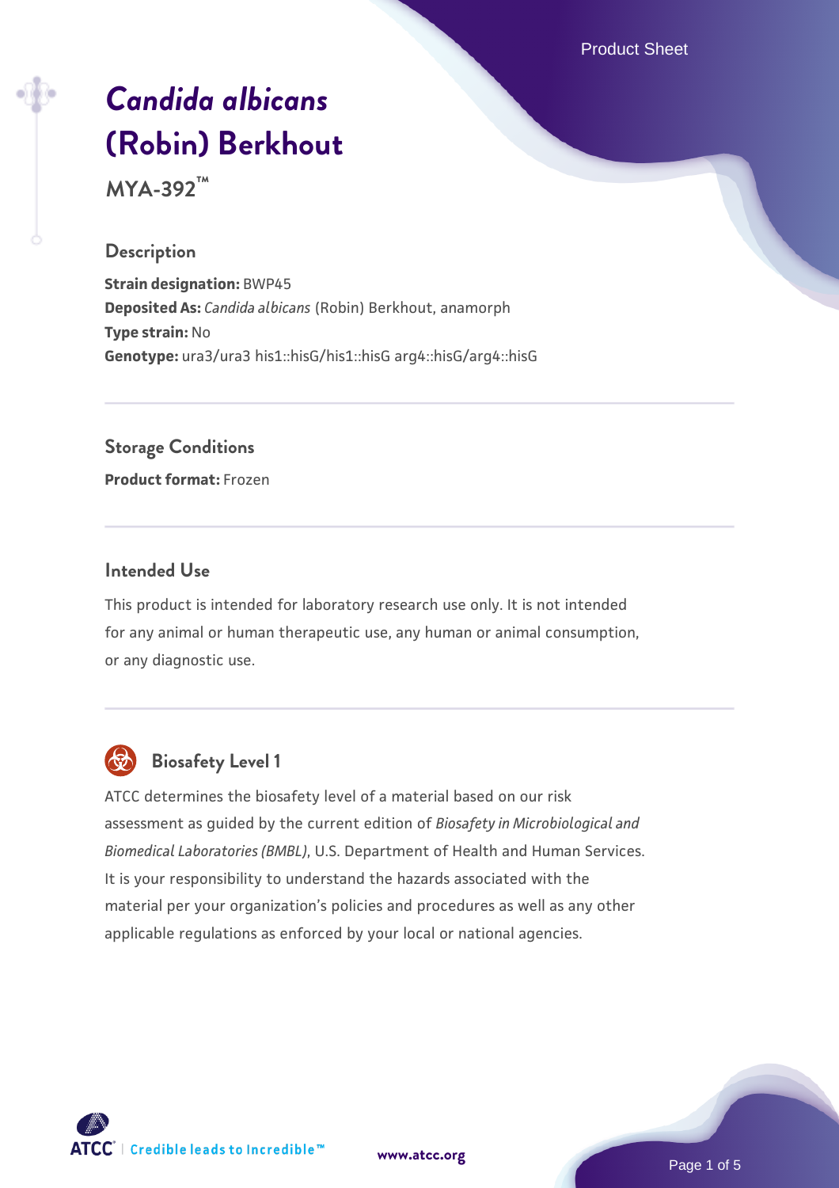# *Candida albicans* (Robin) Berkhout

## MYA-392™

### Description

**Strain designation:** BWP45
**Deposited As:** *Candida albicans* (Robin) Berkhout, anamorph
**Type strain:** No
**Genotype:** ura3/ura3 his1::hisG/his1::hisG arg4::hisG/arg4::hisG

### Storage Conditions

**Product format:** Frozen

### Intended Use

This product is intended for laboratory research use only. It is not intended for any animal or human therapeutic use, any human or animal consumption, or any diagnostic use.

### Biosafety Level 1

ATCC determines the biosafety level of a material based on our risk assessment as guided by the current edition of *Biosafety in Microbiological and Biomedical Laboratories (BMBL)*, U.S. Department of Health and Human Services. It is your responsibility to understand the hazards associated with the material per your organization's policies and procedures as well as any other applicable regulations as enforced by your local or national agencies.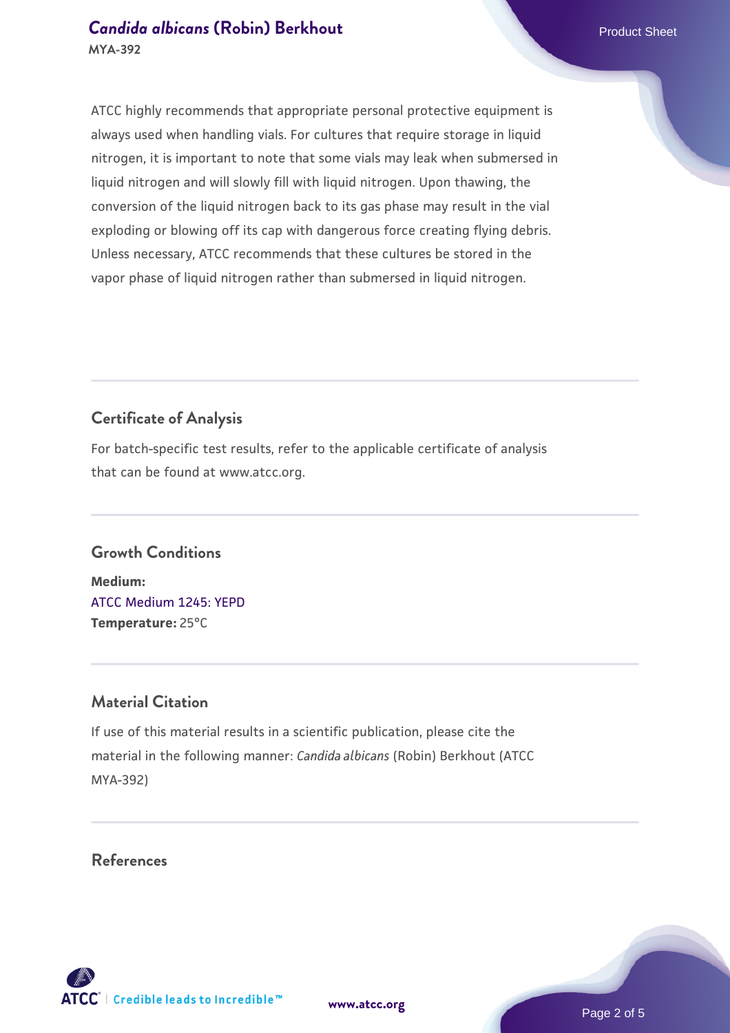ATCC highly recommends that appropriate personal protective equipment is always used when handling vials. For cultures that require storage in liquid nitrogen, it is important to note that some vials may leak when submersed in liquid nitrogen and will slowly fill with liquid nitrogen. Upon thawing, the conversion of the liquid nitrogen back to its gas phase may result in the vial exploding or blowing off its cap with dangerous force creating flying debris. Unless necessary, ATCC recommends that these cultures be stored in the vapor phase of liquid nitrogen rather than submersed in liquid nitrogen.

## Certificate of Analysis

For batch-specific test results, refer to the applicable certificate of analysis that can be found at www.atcc.org.

## Growth Conditions

**Medium:**
ATCC Medium 1245: YEPD
**Temperature:** 25°C

## Material Citation

If use of this material results in a scientific publication, please cite the material in the following manner: *Candida albicans* (Robin) Berkhout (ATCC MYA-392)

## References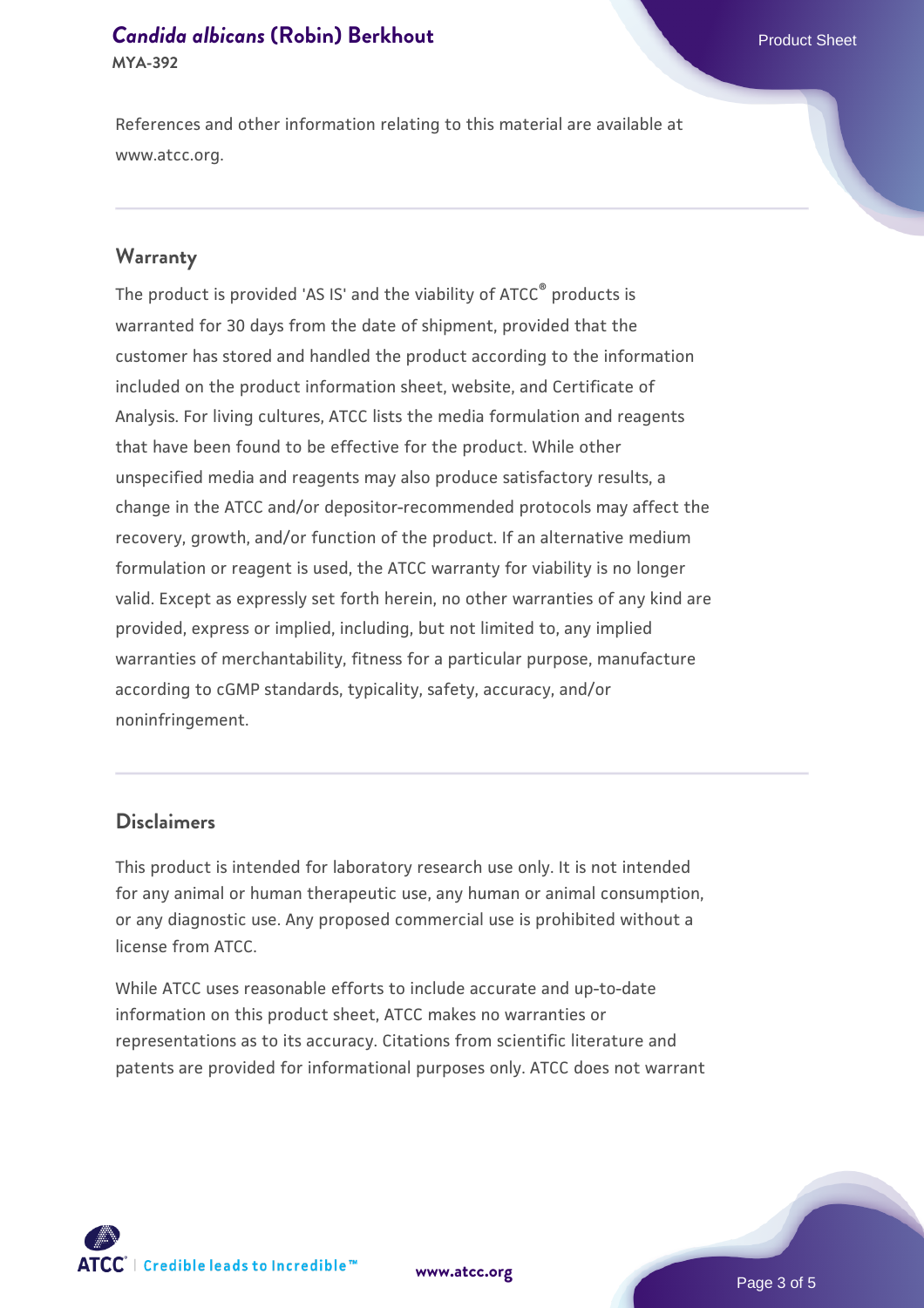References and other information relating to this material are available at www.atcc.org.

## Warranty

The product is provided 'AS IS' and the viability of ATCC® products is warranted for 30 days from the date of shipment, provided that the customer has stored and handled the product according to the information included on the product information sheet, website, and Certificate of Analysis. For living cultures, ATCC lists the media formulation and reagents that have been found to be effective for the product. While other unspecified media and reagents may also produce satisfactory results, a change in the ATCC and/or depositor-recommended protocols may affect the recovery, growth, and/or function of the product. If an alternative medium formulation or reagent is used, the ATCC warranty for viability is no longer valid. Except as expressly set forth herein, no other warranties of any kind are provided, express or implied, including, but not limited to, any implied warranties of merchantability, fitness for a particular purpose, manufacture according to cGMP standards, typicality, safety, accuracy, and/or noninfringement.

## Disclaimers

This product is intended for laboratory research use only. It is not intended for any animal or human therapeutic use, any human or animal consumption, or any diagnostic use. Any proposed commercial use is prohibited without a license from ATCC.

While ATCC uses reasonable efforts to include accurate and up-to-date information on this product sheet, ATCC makes no warranties or representations as to its accuracy. Citations from scientific literature and patents are provided for informational purposes only. ATCC does not warrant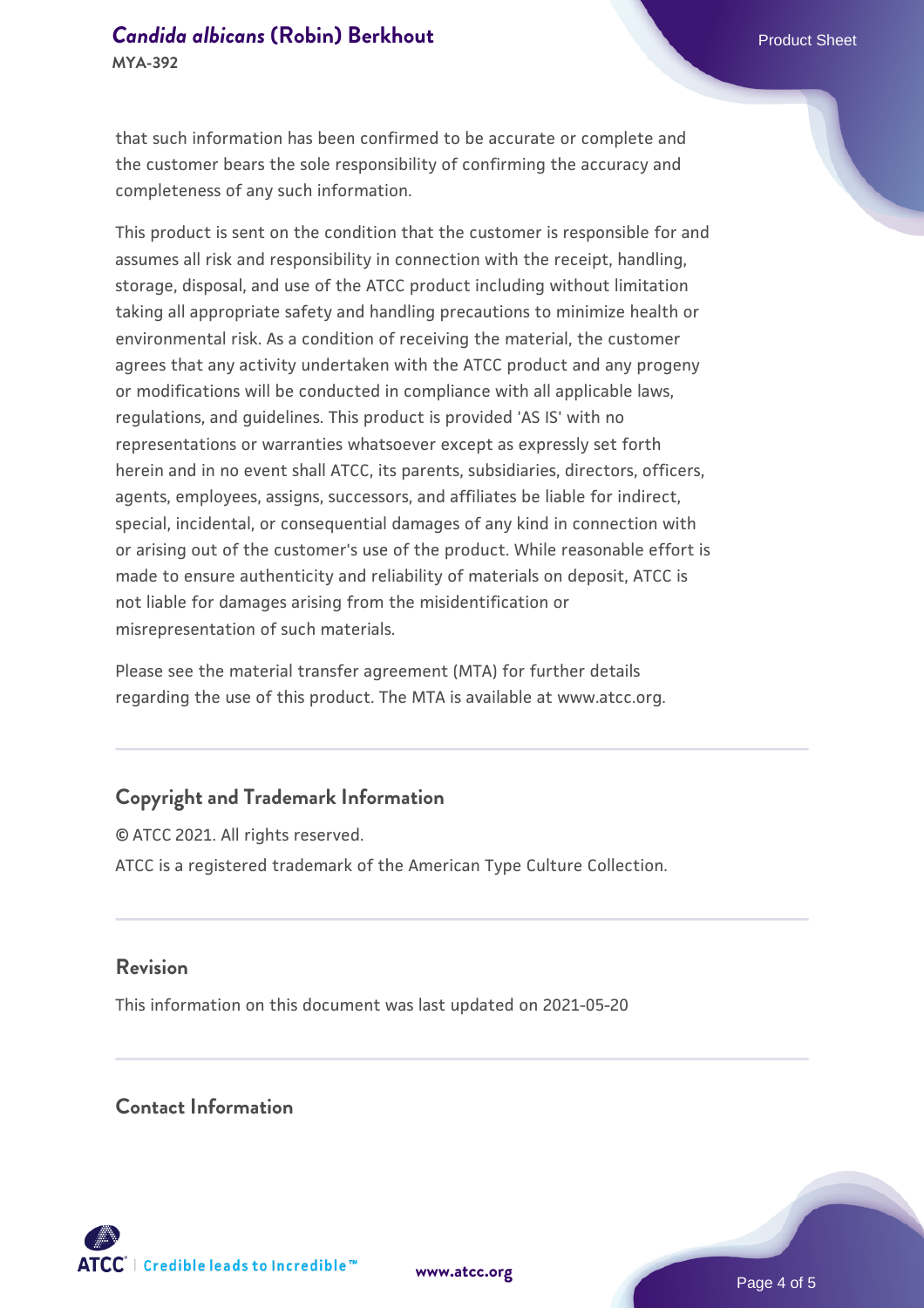that such information has been confirmed to be accurate or complete and the customer bears the sole responsibility of confirming the accuracy and completeness of any such information.

This product is sent on the condition that the customer is responsible for and assumes all risk and responsibility in connection with the receipt, handling, storage, disposal, and use of the ATCC product including without limitation taking all appropriate safety and handling precautions to minimize health or environmental risk. As a condition of receiving the material, the customer agrees that any activity undertaken with the ATCC product and any progeny or modifications will be conducted in compliance with all applicable laws, regulations, and guidelines. This product is provided 'AS IS' with no representations or warranties whatsoever except as expressly set forth herein and in no event shall ATCC, its parents, subsidiaries, directors, officers, agents, employees, assigns, successors, and affiliates be liable for indirect, special, incidental, or consequential damages of any kind in connection with or arising out of the customer's use of the product. While reasonable effort is made to ensure authenticity and reliability of materials on deposit, ATCC is not liable for damages arising from the misidentification or misrepresentation of such materials.

Please see the material transfer agreement (MTA) for further details regarding the use of this product. The MTA is available at www.atcc.org.

## Copyright and Trademark Information

© ATCC 2021. All rights reserved.

ATCC is a registered trademark of the American Type Culture Collection.

## Revision

This information on this document was last updated on 2021-05-20

## Contact Information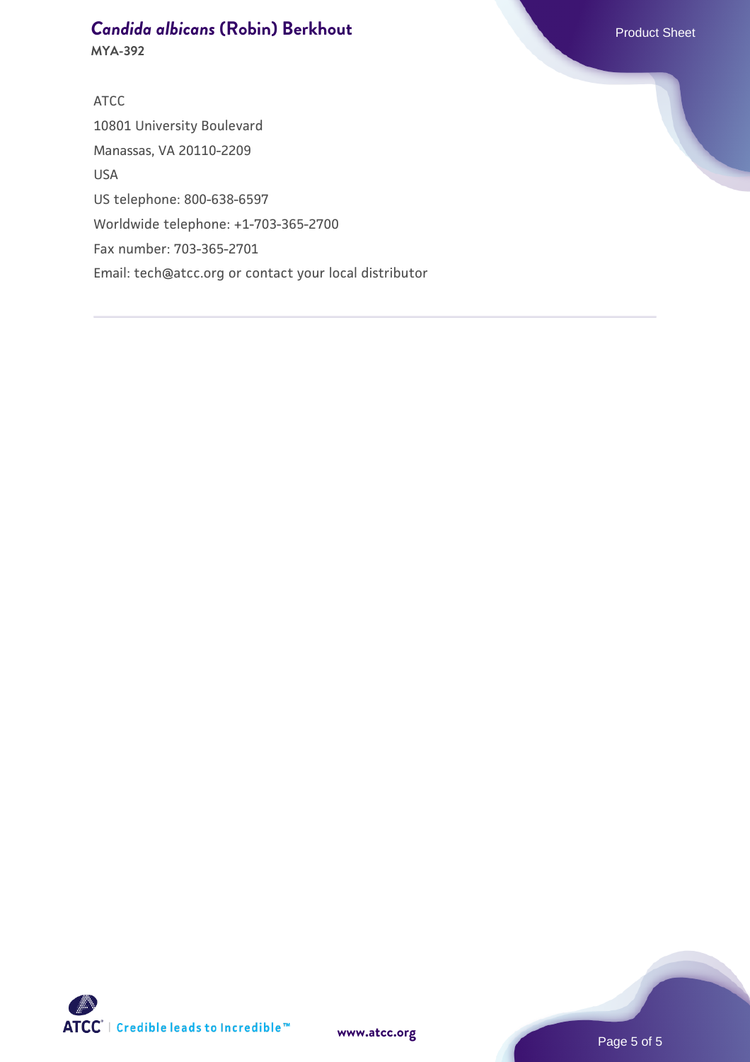ATCC

10801 University Boulevard

Manassas, VA 20110-2209

USA

US telephone: 800-638-6597

Worldwide telephone: +1-703-365-2700

Fax number: 703-365-2701

Email: tech@atcc.org or contact your local distributor